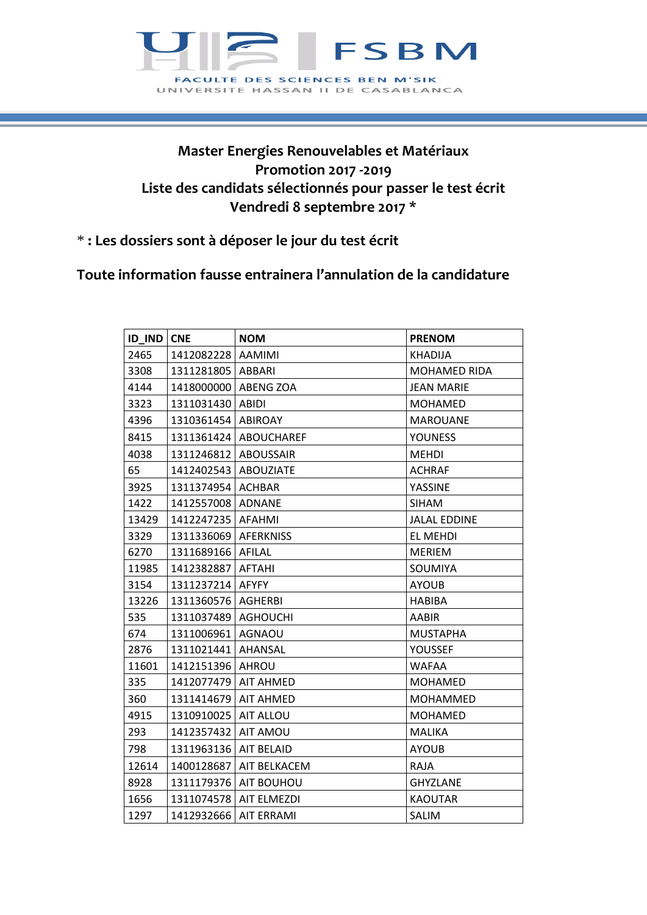FSBM

FACULTE DES SCIENCES BEN M'SIK
UNIVERSITE HASSAN II DE CASABLANCA

## Master Energies Renouvelables et Matériaux
## Promotion 2017 -2019
## Liste des candidats sélectionnés pour passer le test écrit
## Vendredi 8 septembre 2017 *

**\* : Les dossiers sont à déposer le jour du test écrit**

**Toute information fausse entrainera l'annulation de la candidature**

| ID_IND | CNE | NOM | PRENOM |
|---|---|---|---|
| 2465 | 1412082228 | AAMIMI | KHADIJA |
| 3308 | 1311281805 | ABBARI | MOHAMED RIDA |
| 4144 | 1418000000 | ABENG ZOA | JEAN MARIE |
| 3323 | 1311031430 | ABIDI | MOHAMED |
| 4396 | 1310361454 | ABIROAY | MAROUANE |
| 8415 | 1311361424 | ABOUCHAREF | YOUNESS |
| 4038 | 1311246812 | ABOUSSAIR | MEHDI |
| 65 | 1412402543 | ABOUZIATE | ACHRAF |
| 3925 | 1311374954 | ACHBAR | YASSINE |
| 1422 | 1412557008 | ADNANE | SIHAM |
| 13429 | 1412247235 | AFAHMI | JALAL EDDINE |
| 3329 | 1311336069 | AFERKNISS | EL MEHDI |
| 6270 | 1311689166 | AFILAL | MERIEM |
| 11985 | 1412382887 | AFTAHI | SOUMIYA |
| 3154 | 1311237214 | AFYFY | AYOUB |
| 13226 | 1311360576 | AGHERBI | HABIBA |
| 535 | 1311037489 | AGHOUCHI | AABIR |
| 674 | 1311006961 | AGNAOU | MUSTAPHA |
| 2876 | 1311021441 | AHANSAL | YOUSSEF |
| 11601 | 1412151396 | AHROU | WAFAA |
| 335 | 1412077479 | AIT AHMED | MOHAMED |
| 360 | 1311414679 | AIT AHMED | MOHAMMED |
| 4915 | 1310910025 | AIT ALLOU | MOHAMED |
| 293 | 1412357432 | AIT AMOU | MALIKA |
| 798 | 1311963136 | AIT BELAID | AYOUB |
| 12614 | 1400128687 | AIT BELKACEM | RAJA |
| 8928 | 1311179376 | AIT BOUHOU | GHYZLANE |
| 1656 | 1311074578 | AIT ELMEZDI | KAOUTAR |
| 1297 | 1412932666 | AIT ERRAMI | SALIM |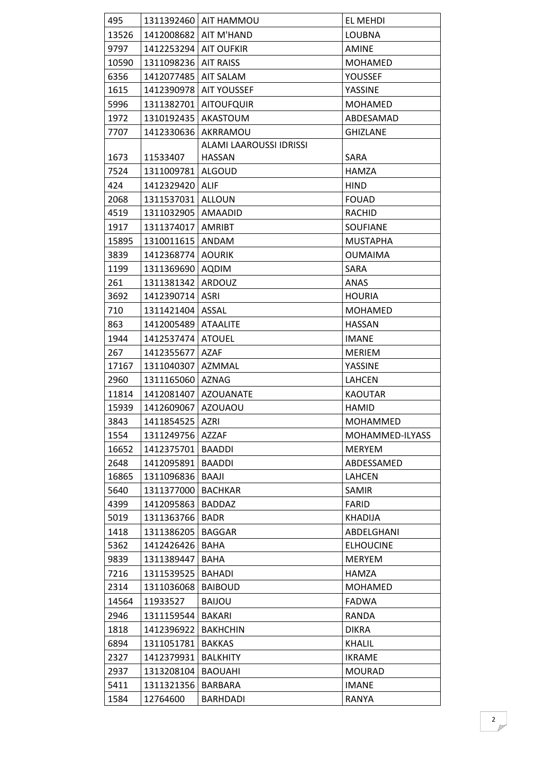| 495 | 1311392460 | AIT HAMMOU | EL MEHDI |
|---|---|---|---|
| 13526 | 1412008682 | AIT M'HAND | LOUBNA |
| 9797 | 1412253294 | AIT OUFKIR | AMINE |
| 10590 | 1311098236 | AIT RAISS | MOHAMED |
| 6356 | 1412077485 | AIT SALAM | YOUSSEF |
| 1615 | 1412390978 | AIT YOUSSEF | YASSINE |
| 5996 | 1311382701 | AITOUFQUIR | MOHAMED |
| 1972 | 1310192435 | AKASTOUM | ABDESAMAD |
| 7707 | 1412330636 | AKRRAMOU | GHIZLANE |
| 1673 | 11533407 | ALAMI LAAROUSSI IDRISSI HASSAN | SARA |
| 7524 | 1311009781 | ALGOUD | HAMZA |
| 424 | 1412329420 | ALIF | HIND |
| 2068 | 1311537031 | ALLOUN | FOUAD |
| 4519 | 1311032905 | AMAADID | RACHID |
| 1917 | 1311374017 | AMRIBT | SOUFIANE |
| 15895 | 1310011615 | ANDAM | MUSTAPHA |
| 3839 | 1412368774 | AOURIK | OUMAIMA |
| 1199 | 1311369690 | AQDIM | SARA |
| 261 | 1311381342 | ARDOUZ | ANAS |
| 3692 | 1412390714 | ASRI | HOURIA |
| 710 | 1311421404 | ASSAL | MOHAMED |
| 863 | 1412005489 | ATAALITE | HASSAN |
| 1944 | 1412537474 | ATOUEL | IMANE |
| 267 | 1412355677 | AZAF | MERIEM |
| 17167 | 1311040307 | AZMMAL | YASSINE |
| 2960 | 1311165060 | AZNAG | LAHCEN |
| 11814 | 1412081407 | AZOUANATE | KAOUTAR |
| 15939 | 1412609067 | AZOUAOU | HAMID |
| 3843 | 1411854525 | AZRI | MOHAMMED |
| 1554 | 1311249756 | AZZAF | MOHAMMED-ILYASS |
| 16652 | 1412375701 | BAADDI | MERYEM |
| 2648 | 1412095891 | BAADDI | ABDESSAMED |
| 16865 | 1311096836 | BAAJI | LAHCEN |
| 5640 | 1311377000 | BACHKAR | SAMIR |
| 4399 | 1412095863 | BADDAZ | FARID |
| 5019 | 1311363766 | BADR | KHADIJA |
| 1418 | 1311386205 | BAGGAR | ABDELGHANI |
| 5362 | 1412426426 | BAHA | ELHOUCINE |
| 9839 | 1311389447 | BAHA | MERYEM |
| 7216 | 1311539525 | BAHADI | HAMZA |
| 2314 | 1311036068 | BAIBOUD | MOHAMED |
| 14564 | 11933527 | BAIJOU | FADWA |
| 2946 | 1311159544 | BAKARI | RANDA |
| 1818 | 1412396922 | BAKHCHIN | DIKRA |
| 6894 | 1311051781 | BAKKAS | KHALIL |
| 2327 | 1412379931 | BALKHITY | IKRAME |
| 2937 | 1313208104 | BAOUAHI | MOURAD |
| 5411 | 1311321356 | BARBARA | IMANE |
| 1584 | 12764600 | BARHDADI | RANYA |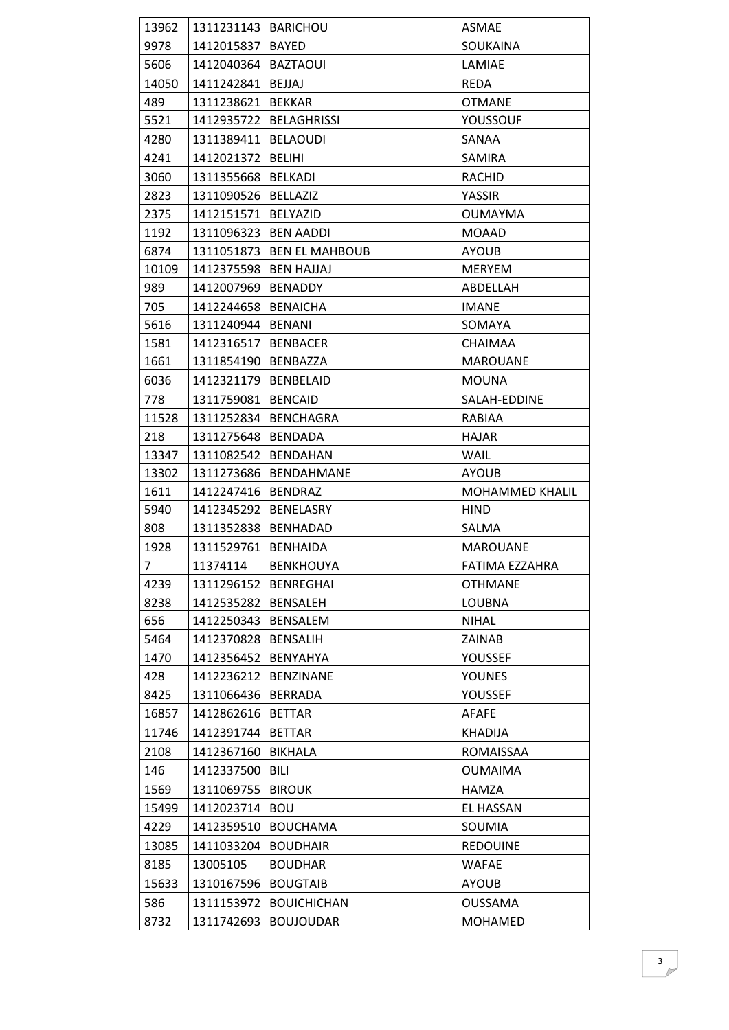| 13962 | 1311231143 | BARICHOU | ASMAE |
|---|---|---|---|
| 9978 | 1412015837 | BAYED | SOUKAINA |
| 5606 | 1412040364 | BAZTAOUI | LAMIAE |
| 14050 | 1411242841 | BEJJAJ | REDA |
| 489 | 1311238621 | BEKKAR | OTMANE |
| 5521 | 1412935722 | BELAGHRISSI | YOUSSOUF |
| 4280 | 1311389411 | BELAOUDI | SANAA |
| 4241 | 1412021372 | BELIHI | SAMIRA |
| 3060 | 1311355668 | BELKADI | RACHID |
| 2823 | 1311090526 | BELLAZIZ | YASSIR |
| 2375 | 1412151571 | BELYAZID | OUMAYMA |
| 1192 | 1311096323 | BEN AADDI | MOAAD |
| 6874 | 1311051873 | BEN EL MAHBOUB | AYOUB |
| 10109 | 1412375598 | BEN HAJJAJ | MERYEM |
| 989 | 1412007969 | BENADDY | ABDELLAH |
| 705 | 1412244658 | BENAICHA | IMANE |
| 5616 | 1311240944 | BENANI | SOMAYA |
| 1581 | 1412316517 | BENBACER | CHAIMAA |
| 1661 | 1311854190 | BENBAZZA | MAROUANE |
| 6036 | 1412321179 | BENBELAID | MOUNA |
| 778 | 1311759081 | BENCAID | SALAH-EDDINE |
| 11528 | 1311252834 | BENCHAGRA | RABIAA |
| 218 | 1311275648 | BENDADA | HAJAR |
| 13347 | 1311082542 | BENDAHAN | WAIL |
| 13302 | 1311273686 | BENDAHMANE | AYOUB |
| 1611 | 1412247416 | BENDRAZ | MOHAMMED KHALIL |
| 5940 | 1412345292 | BENELASRY | HIND |
| 808 | 1311352838 | BENHADAD | SALMA |
| 1928 | 1311529761 | BENHAIDA | MAROUANE |
| 7 | 11374114 | BENKHOUYA | FATIMA EZZAHRA |
| 4239 | 1311296152 | BENREGHAI | OTHMANE |
| 8238 | 1412535282 | BENSALEH | LOUBNA |
| 656 | 1412250343 | BENSALEM | NIHAL |
| 5464 | 1412370828 | BENSALIH | ZAINAB |
| 1470 | 1412356452 | BENYAHYA | YOUSSEF |
| 428 | 1412236212 | BENZINANE | YOUNES |
| 8425 | 1311066436 | BERRADA | YOUSSEF |
| 16857 | 1412862616 | BETTAR | AFAFE |
| 11746 | 1412391744 | BETTAR | KHADIJA |
| 2108 | 1412367160 | BIKHALA | ROMAISSAA |
| 146 | 1412337500 | BILI | OUMAIMA |
| 1569 | 1311069755 | BIROUK | HAMZA |
| 15499 | 1412023714 | BOU | EL HASSAN |
| 4229 | 1412359510 | BOUCHAMA | SOUMIA |
| 13085 | 1411033204 | BOUDHAIR | REDOUINE |
| 8185 | 13005105 | BOUDHAR | WAFAE |
| 15633 | 1310167596 | BOUGTAIB | AYOUB |
| 586 | 1311153972 | BOUICHICHAN | OUSSAMA |
| 8732 | 1311742693 | BOUJOUDAR | MOHAMED |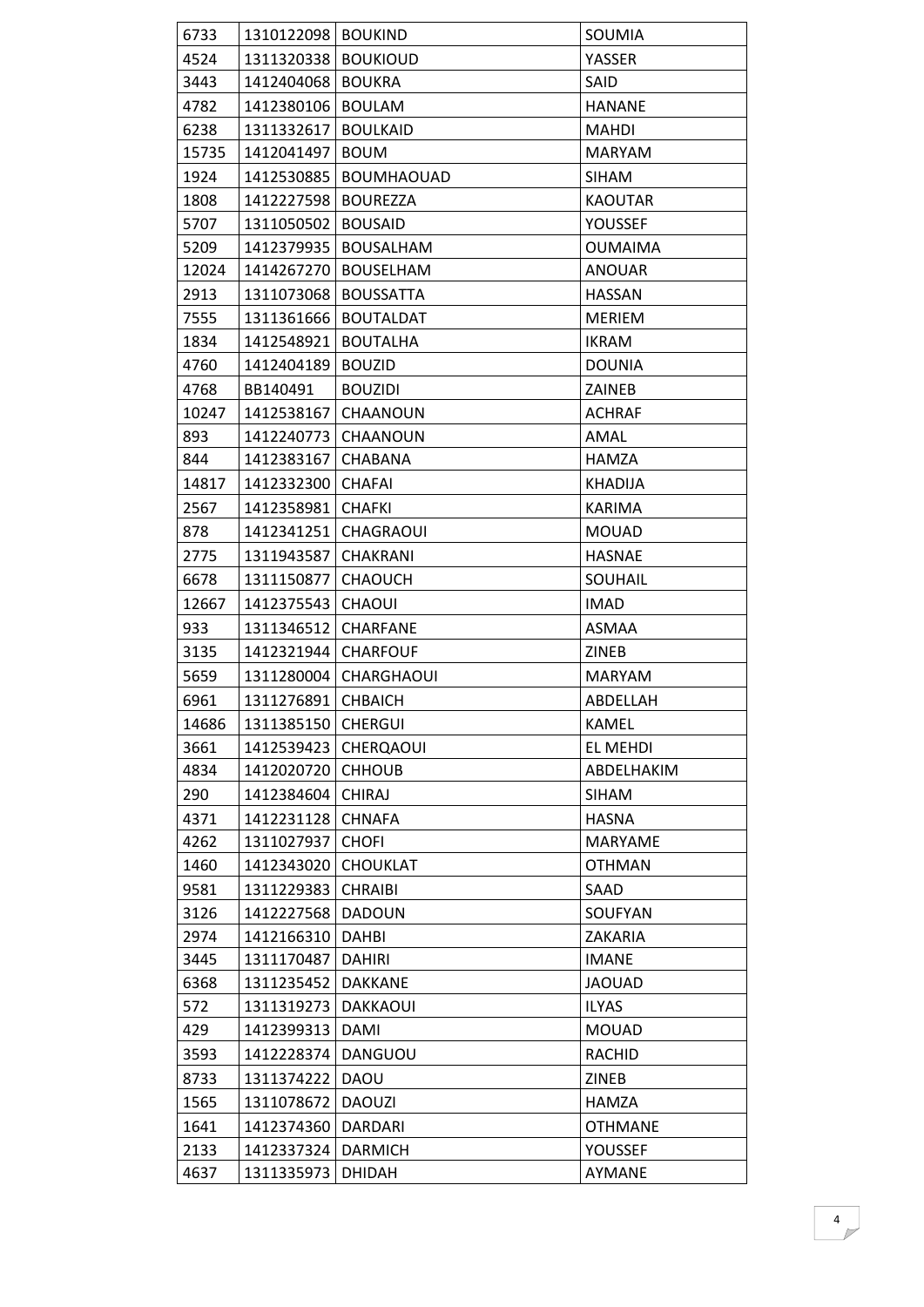| 6733 | 1310122098 | BOUKIND | SOUMIA |
|---|---|---|---|
| 4524 | 1311320338 | BOUKIOUD | YASSER |
| 3443 | 1412404068 | BOUKRA | SAID |
| 4782 | 1412380106 | BOULAM | HANANE |
| 6238 | 1311332617 | BOULKAID | MAHDI |
| 15735 | 1412041497 | BOUM | MARYAM |
| 1924 | 1412530885 | BOUMHAOUAD | SIHAM |
| 1808 | 1412227598 | BOUREZZA | KAOUTAR |
| 5707 | 1311050502 | BOUSAID | YOUSSEF |
| 5209 | 1412379935 | BOUSALHAM | OUMAIMA |
| 12024 | 1414267270 | BOUSELHAM | ANOUAR |
| 2913 | 1311073068 | BOUSSATTA | HASSAN |
| 7555 | 1311361666 | BOUTALDAT | MERIEM |
| 1834 | 1412548921 | BOUTALHA | IKRAM |
| 4760 | 1412404189 | BOUZID | DOUNIA |
| 4768 | BB140491 | BOUZIDI | ZAINEB |
| 10247 | 1412538167 | CHAANOUN | ACHRAF |
| 893 | 1412240773 | CHAANOUN | AMAL |
| 844 | 1412383167 | CHABANA | HAMZA |
| 14817 | 1412332300 | CHAFAI | KHADIJA |
| 2567 | 1412358981 | CHAFKI | KARIMA |
| 878 | 1412341251 | CHAGRAOUI | MOUAD |
| 2775 | 1311943587 | CHAKRANI | HASNAE |
| 6678 | 1311150877 | CHAOUCH | SOUHAIL |
| 12667 | 1412375543 | CHAOUI | IMAD |
| 933 | 1311346512 | CHARFANE | ASMAA |
| 3135 | 1412321944 | CHARFOUF | ZINEB |
| 5659 | 1311280004 | CHARGHAOUI | MARYAM |
| 6961 | 1311276891 | CHBAICH | ABDELLAH |
| 14686 | 1311385150 | CHERGUI | KAMEL |
| 3661 | 1412539423 | CHERQAOUI | EL MEHDI |
| 4834 | 1412020720 | CHHOUB | ABDELHAKIM |
| 290 | 1412384604 | CHIRAJ | SIHAM |
| 4371 | 1412231128 | CHNAFA | HASNA |
| 4262 | 1311027937 | CHOFI | MARYAME |
| 1460 | 1412343020 | CHOUKLAT | OTHMAN |
| 9581 | 1311229383 | CHRAIBI | SAAD |
| 3126 | 1412227568 | DADOUN | SOUFYAN |
| 2974 | 1412166310 | DAHBI | ZAKARIA |
| 3445 | 1311170487 | DAHIRI | IMANE |
| 6368 | 1311235452 | DAKKANE | JAOUAD |
| 572 | 1311319273 | DAKKAOUI | ILYAS |
| 429 | 1412399313 | DAMI | MOUAD |
| 3593 | 1412228374 | DANGUOU | RACHID |
| 8733 | 1311374222 | DAOU | ZINEB |
| 1565 | 1311078672 | DAOUZI | HAMZA |
| 1641 | 1412374360 | DARDARI | OTHMANE |
| 2133 | 1412337324 | DARMICH | YOUSSEF |
| 4637 | 1311335973 | DHIDAH | AYMANE |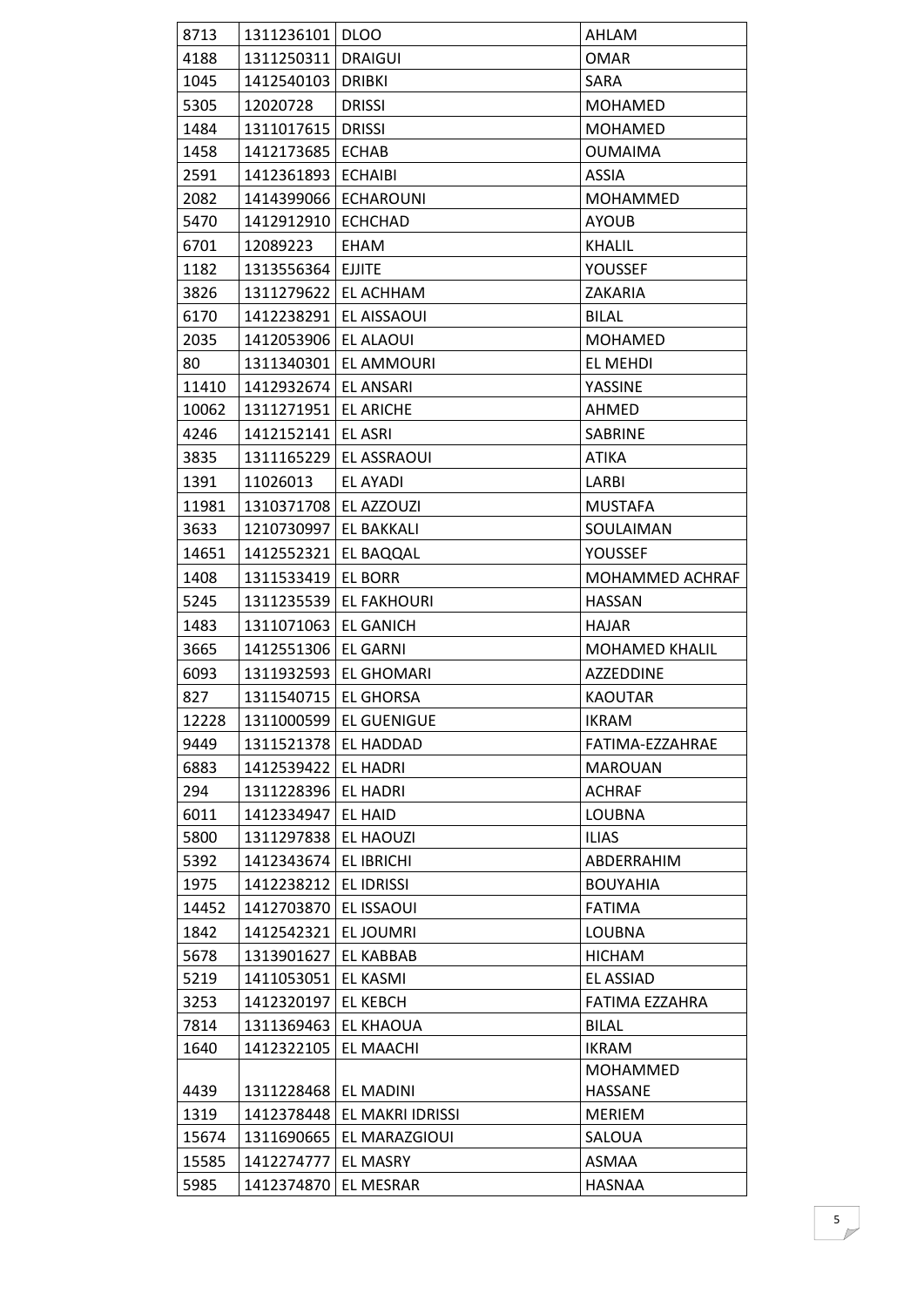| 8713 | 1311236101 | DLOO | AHLAM |
|---|---|---|---|
| 4188 | 1311250311 | DRAIGUI | OMAR |
| 1045 | 1412540103 | DRIBKI | SARA |
| 5305 | 12020728 | DRISSI | MOHAMED |
| 1484 | 1311017615 | DRISSI | MOHAMED |
| 1458 | 1412173685 | ECHAB | OUMAIMA |
| 2591 | 1412361893 | ECHAIBI | ASSIA |
| 2082 | 1414399066 | ECHAROUNI | MOHAMMED |
| 5470 | 1412912910 | ECHCHAD | AYOUB |
| 6701 | 12089223 | EHAM | KHALIL |
| 1182 | 1313556364 | EJJITE | YOUSSEF |
| 3826 | 1311279622 | EL ACHHAM | ZAKARIA |
| 6170 | 1412238291 | EL AISSAOUI | BILAL |
| 2035 | 1412053906 | EL ALAOUI | MOHAMED |
| 80 | 1311340301 | EL AMMOURI | EL MEHDI |
| 11410 | 1412932674 | EL ANSARI | YASSINE |
| 10062 | 1311271951 | EL ARICHE | AHMED |
| 4246 | 1412152141 | EL ASRI | SABRINE |
| 3835 | 1311165229 | EL ASSRAOUI | ATIKA |
| 1391 | 11026013 | EL AYADI | LARBI |
| 11981 | 1310371708 | EL AZZOUZI | MUSTAFA |
| 3633 | 1210730997 | EL BAKKALI | SOULAIMAN |
| 14651 | 1412552321 | EL BAQQAL | YOUSSEF |
| 1408 | 1311533419 | EL BORR | MOHAMMED ACHRAF |
| 5245 | 1311235539 | EL FAKHOURI | HASSAN |
| 1483 | 1311071063 | EL GANICH | HAJAR |
| 3665 | 1412551306 | EL GARNI | MOHAMED KHALIL |
| 6093 | 1311932593 | EL GHOMARI | AZZEDDINE |
| 827 | 1311540715 | EL GHORSA | KAOUTAR |
| 12228 | 1311000599 | EL GUENIGUE | IKRAM |
| 9449 | 1311521378 | EL HADDAD | FATIMA-EZZAHRAE |
| 6883 | 1412539422 | EL HADRI | MAROUAN |
| 294 | 1311228396 | EL HADRI | ACHRAF |
| 6011 | 1412334947 | EL HAID | LOUBNA |
| 5800 | 1311297838 | EL HAOUZI | ILIAS |
| 5392 | 1412343674 | EL IBRICHI | ABDERRAHIM |
| 1975 | 1412238212 | EL IDRISSI | BOUYAHIA |
| 14452 | 1412703870 | EL ISSAOUI | FATIMA |
| 1842 | 1412542321 | EL JOUMRI | LOUBNA |
| 5678 | 1313901627 | EL KABBAB | HICHAM |
| 5219 | 1411053051 | EL KASMI | EL ASSIAD |
| 3253 | 1412320197 | EL KEBCH | FATIMA EZZAHRA |
| 7814 | 1311369463 | EL KHAOUA | BILAL |
| 1640 | 1412322105 | EL MAACHI | IKRAM |
| 4439 | 1311228468 | EL MADINI | MOHAMMED HASSANE |
| 1319 | 1412378448 | EL MAKRI IDRISSI | MERIEM |
| 15674 | 1311690665 | EL MARAZGIOUI | SALOUA |
| 15585 | 1412274777 | EL MASRY | ASMAA |
| 5985 | 1412374870 | EL MESRAR | HASNAA |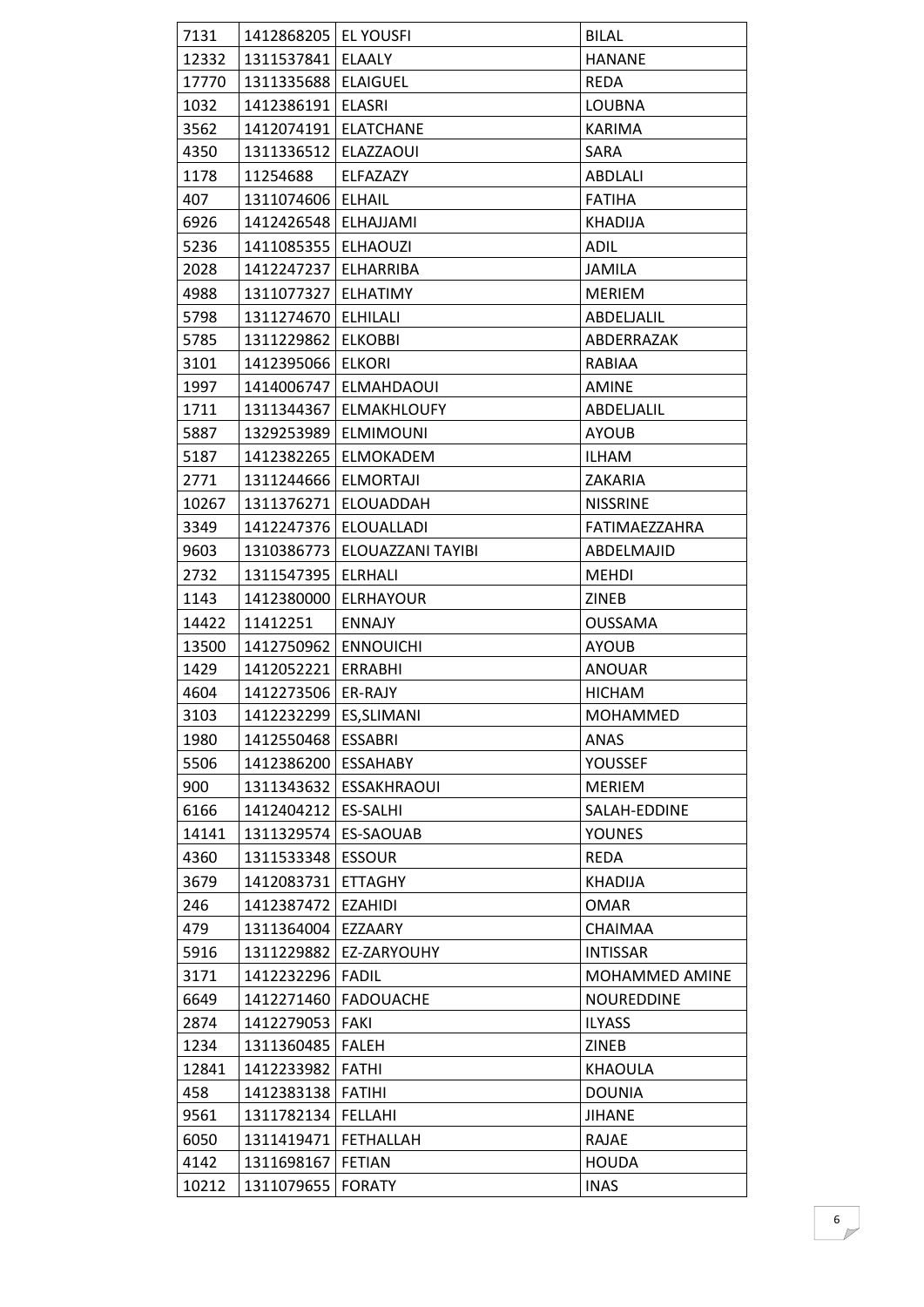| 7131 | 1412868205 | EL YOUSFI | BILAL |
|---|---|---|---|
| 12332 | 1311537841 | ELAALY | HANANE |
| 17770 | 1311335688 | ELAIGUEL | REDA |
| 1032 | 1412386191 | ELASRI | LOUBNA |
| 3562 | 1412074191 | ELATCHANE | KARIMA |
| 4350 | 1311336512 | ELAZZAOUI | SARA |
| 1178 | 11254688 | ELFAZAZY | ABDLALI |
| 407 | 1311074606 | ELHAIL | FATIHA |
| 6926 | 1412426548 | ELHAJJAMI | KHADIJA |
| 5236 | 1411085355 | ELHAOUZI | ADIL |
| 2028 | 1412247237 | ELHARRIBA | JAMILA |
| 4988 | 1311077327 | ELHATIMY | MERIEM |
| 5798 | 1311274670 | ELHILALI | ABDELJALIL |
| 5785 | 1311229862 | ELKOBBI | ABDERRAZAK |
| 3101 | 1412395066 | ELKORI | RABIAA |
| 1997 | 1414006747 | ELMAHDAOUI | AMINE |
| 1711 | 1311344367 | ELMAKHLOUFY | ABDELJALIL |
| 5887 | 1329253989 | ELMIMOUNI | AYOUB |
| 5187 | 1412382265 | ELMOKADEM | ILHAM |
| 2771 | 1311244666 | ELMORTAJI | ZAKARIA |
| 10267 | 1311376271 | ELOUADDAH | NISSRINE |
| 3349 | 1412247376 | ELOUALLADI | FATIMAEZZAHRA |
| 9603 | 1310386773 | ELOUAZZANI TAYIBI | ABDELMAJID |
| 2732 | 1311547395 | ELRHALI | MEHDI |
| 1143 | 1412380000 | ELRHAYOUR | ZINEB |
| 14422 | 11412251 | ENNAJY | OUSSAMA |
| 13500 | 1412750962 | ENNOUICHI | AYOUB |
| 1429 | 1412052221 | ERRABHI | ANOUAR |
| 4604 | 1412273506 | ER-RAJY | HICHAM |
| 3103 | 1412232299 | ES,SLIMANI | MOHAMMED |
| 1980 | 1412550468 | ESSABRI | ANAS |
| 5506 | 1412386200 | ESSAHABY | YOUSSEF |
| 900 | 1311343632 | ESSAKHRAOUI | MERIEM |
| 6166 | 1412404212 | ES-SALHI | SALAH-EDDINE |
| 14141 | 1311329574 | ES-SAOUAB | YOUNES |
| 4360 | 1311533348 | ESSOUR | REDA |
| 3679 | 1412083731 | ETTAGHY | KHADIJA |
| 246 | 1412387472 | EZAHIDI | OMAR |
| 479 | 1311364004 | EZZAARY | CHAIMAA |
| 5916 | 1311229882 | EZ-ZARYOUHY | INTISSAR |
| 3171 | 1412232296 | FADIL | MOHAMMED AMINE |
| 6649 | 1412271460 | FADOUACHE | NOUREDDINE |
| 2874 | 1412279053 | FAKI | ILYASS |
| 1234 | 1311360485 | FALEH | ZINEB |
| 12841 | 1412233982 | FATHI | KHAOULA |
| 458 | 1412383138 | FATIHI | DOUNIA |
| 9561 | 1311782134 | FELLAHI | JIHANE |
| 6050 | 1311419471 | FETHALLAH | RAJAE |
| 4142 | 1311698167 | FETIAN | HOUDA |
| 10212 | 1311079655 | FORATY | INAS |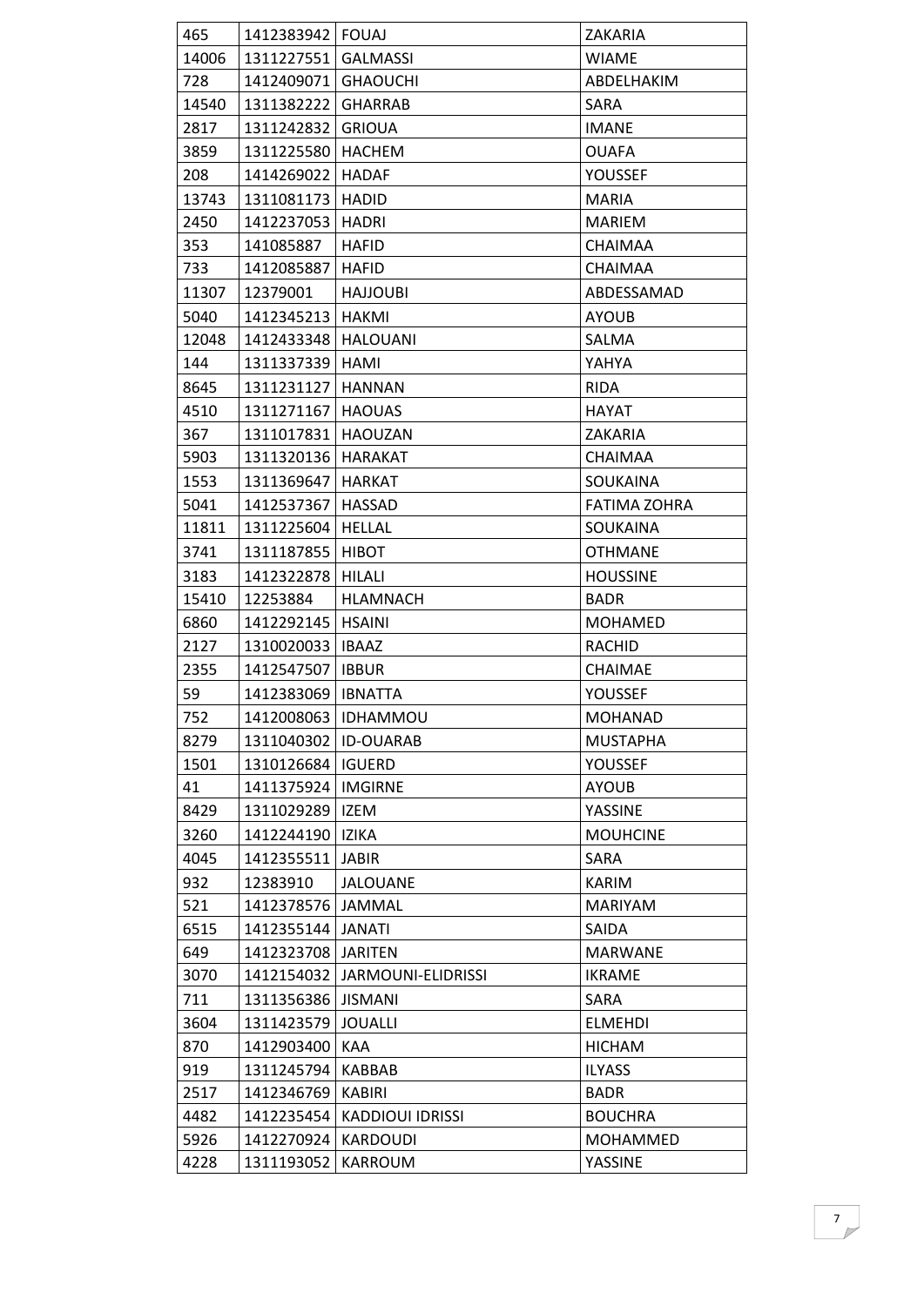| 465 | 1412383942 | FOUAJ | ZAKARIA |
|---|---|---|---|
| 14006 | 1311227551 | GALMASSI | WIAME |
| 728 | 1412409071 | GHAOUCHI | ABDELHAKIM |
| 14540 | 1311382222 | GHARRAB | SARA |
| 2817 | 1311242832 | GRIOUA | IMANE |
| 3859 | 1311225580 | HACHEM | OUAFA |
| 208 | 1414269022 | HADAF | YOUSSEF |
| 13743 | 1311081173 | HADID | MARIA |
| 2450 | 1412237053 | HADRI | MARIEM |
| 353 | 141085887 | HAFID | CHAIMAA |
| 733 | 1412085887 | HAFID | CHAIMAA |
| 11307 | 12379001 | HAJJOUBI | ABDESSAMAD |
| 5040 | 1412345213 | HAKMI | AYOUB |
| 12048 | 1412433348 | HALOUANI | SALMA |
| 144 | 1311337339 | HAMI | YAHYA |
| 8645 | 1311231127 | HANNAN | RIDA |
| 4510 | 1311271167 | HAOUAS | HAYAT |
| 367 | 1311017831 | HAOUZAN | ZAKARIA |
| 5903 | 1311320136 | HARAKAT | CHAIMAA |
| 1553 | 1311369647 | HARKAT | SOUKAINA |
| 5041 | 1412537367 | HASSAD | FATIMA ZOHRA |
| 11811 | 1311225604 | HELLAL | SOUKAINA |
| 3741 | 1311187855 | HIBOT | OTHMANE |
| 3183 | 1412322878 | HILALI | HOUSSINE |
| 15410 | 12253884 | HLAMNACH | BADR |
| 6860 | 1412292145 | HSAINI | MOHAMED |
| 2127 | 1310020033 | IBAAZ | RACHID |
| 2355 | 1412547507 | IBBUR | CHAIMAE |
| 59 | 1412383069 | IBNATTA | YOUSSEF |
| 752 | 1412008063 | IDHAMMOU | MOHANAD |
| 8279 | 1311040302 | ID-OUARAB | MUSTAPHA |
| 1501 | 1310126684 | IGUERD | YOUSSEF |
| 41 | 1411375924 | IMGIRNE | AYOUB |
| 8429 | 1311029289 | IZEM | YASSINE |
| 3260 | 1412244190 | IZIKA | MOUHCINE |
| 4045 | 1412355511 | JABIR | SARA |
| 932 | 12383910 | JALOUANE | KARIM |
| 521 | 1412378576 | JAMMAL | MARIYAM |
| 6515 | 1412355144 | JANATI | SAIDA |
| 649 | 1412323708 | JARITEN | MARWANE |
| 3070 | 1412154032 | JARMOUNI-ELIDRISSI | IKRAME |
| 711 | 1311356386 | JISMANI | SARA |
| 3604 | 1311423579 | JOUALLI | ELMEHDI |
| 870 | 1412903400 | KAA | HICHAM |
| 919 | 1311245794 | KABBAB | ILYASS |
| 2517 | 1412346769 | KABIRI | BADR |
| 4482 | 1412235454 | KADDIOUI IDRISSI | BOUCHRA |
| 5926 | 1412270924 | KARDOUDI | MOHAMMED |
| 4228 | 1311193052 | KARROUM | YASSINE |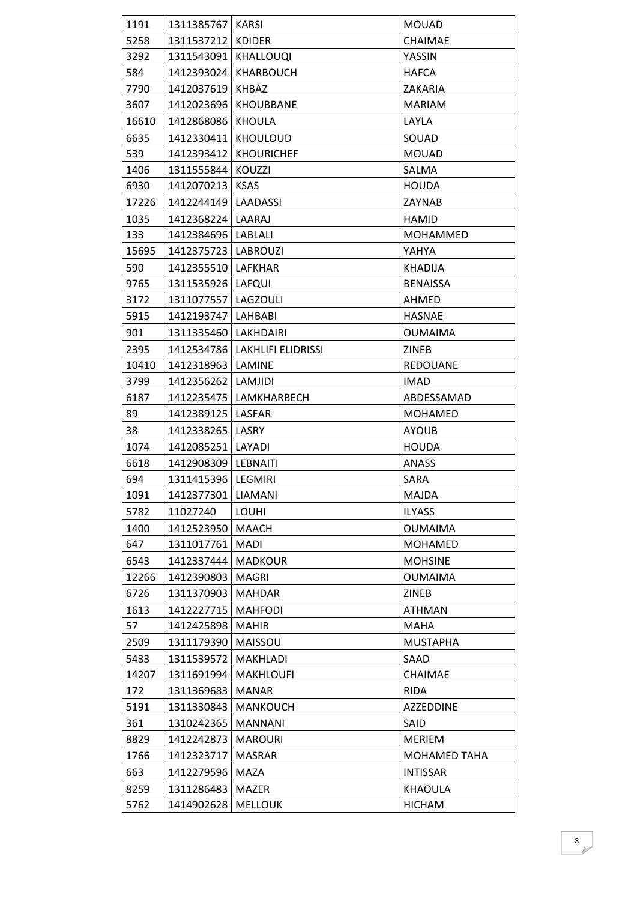| 1191 | 1311385767 | KARSI | MOUAD |
|---|---|---|---|
| 5258 | 1311537212 | KDIDER | CHAIMAE |
| 3292 | 1311543091 | KHALLOUQI | YASSIN |
| 584 | 1412393024 | KHARBOUCH | HAFCA |
| 7790 | 1412037619 | KHBAZ | ZAKARIA |
| 3607 | 1412023696 | KHOUBBANE | MARIAM |
| 16610 | 1412868086 | KHOULA | LAYLA |
| 6635 | 1412330411 | KHOULOUD | SOUAD |
| 539 | 1412393412 | KHOURICHEF | MOUAD |
| 1406 | 1311555844 | KOUZZI | SALMA |
| 6930 | 1412070213 | KSAS | HOUDA |
| 17226 | 1412244149 | LAADASSI | ZAYNAB |
| 1035 | 1412368224 | LAARAJ | HAMID |
| 133 | 1412384696 | LABLALI | MOHAMMED |
| 15695 | 1412375723 | LABROUZI | YAHYA |
| 590 | 1412355510 | LAFKHAR | KHADIJA |
| 9765 | 1311535926 | LAFQUI | BENAISSA |
| 3172 | 1311077557 | LAGZOULI | AHMED |
| 5915 | 1412193747 | LAHBABI | HASNAE |
| 901 | 1311335460 | LAKHDAIRI | OUMAIMA |
| 2395 | 1412534786 | LAKHLIFI ELIDRISSI | ZINEB |
| 10410 | 1412318963 | LAMINE | REDOUANE |
| 3799 | 1412356262 | LAMJIDI | IMAD |
| 6187 | 1412235475 | LAMKHARBECH | ABDESSAMAD |
| 89 | 1412389125 | LASFAR | MOHAMED |
| 38 | 1412338265 | LASRY | AYOUB |
| 1074 | 1412085251 | LAYADI | HOUDA |
| 6618 | 1412908309 | LEBNAITI | ANASS |
| 694 | 1311415396 | LEGMIRI | SARA |
| 1091 | 1412377301 | LIAMANI | MAJDA |
| 5782 | 11027240 | LOUHI | ILYASS |
| 1400 | 1412523950 | MAACH | OUMAIMA |
| 647 | 1311017761 | MADI | MOHAMED |
| 6543 | 1412337444 | MADKOUR | MOHSINE |
| 12266 | 1412390803 | MAGRI | OUMAIMA |
| 6726 | 1311370903 | MAHDAR | ZINEB |
| 1613 | 1412227715 | MAHFODI | ATHMAN |
| 57 | 1412425898 | MAHIR | MAHA |
| 2509 | 1311179390 | MAISSOU | MUSTAPHA |
| 5433 | 1311539572 | MAKHLADI | SAAD |
| 14207 | 1311691994 | MAKHLOUFI | CHAIMAE |
| 172 | 1311369683 | MANAR | RIDA |
| 5191 | 1311330843 | MANKOUCH | AZZEDDINE |
| 361 | 1310242365 | MANNANI | SAID |
| 8829 | 1412242873 | MAROURI | MERIEM |
| 1766 | 1412323717 | MASRAR | MOHAMED TAHA |
| 663 | 1412279596 | MAZA | INTISSAR |
| 8259 | 1311286483 | MAZER | KHAOULA |
| 5762 | 1414902628 | MELLOUK | HICHAM |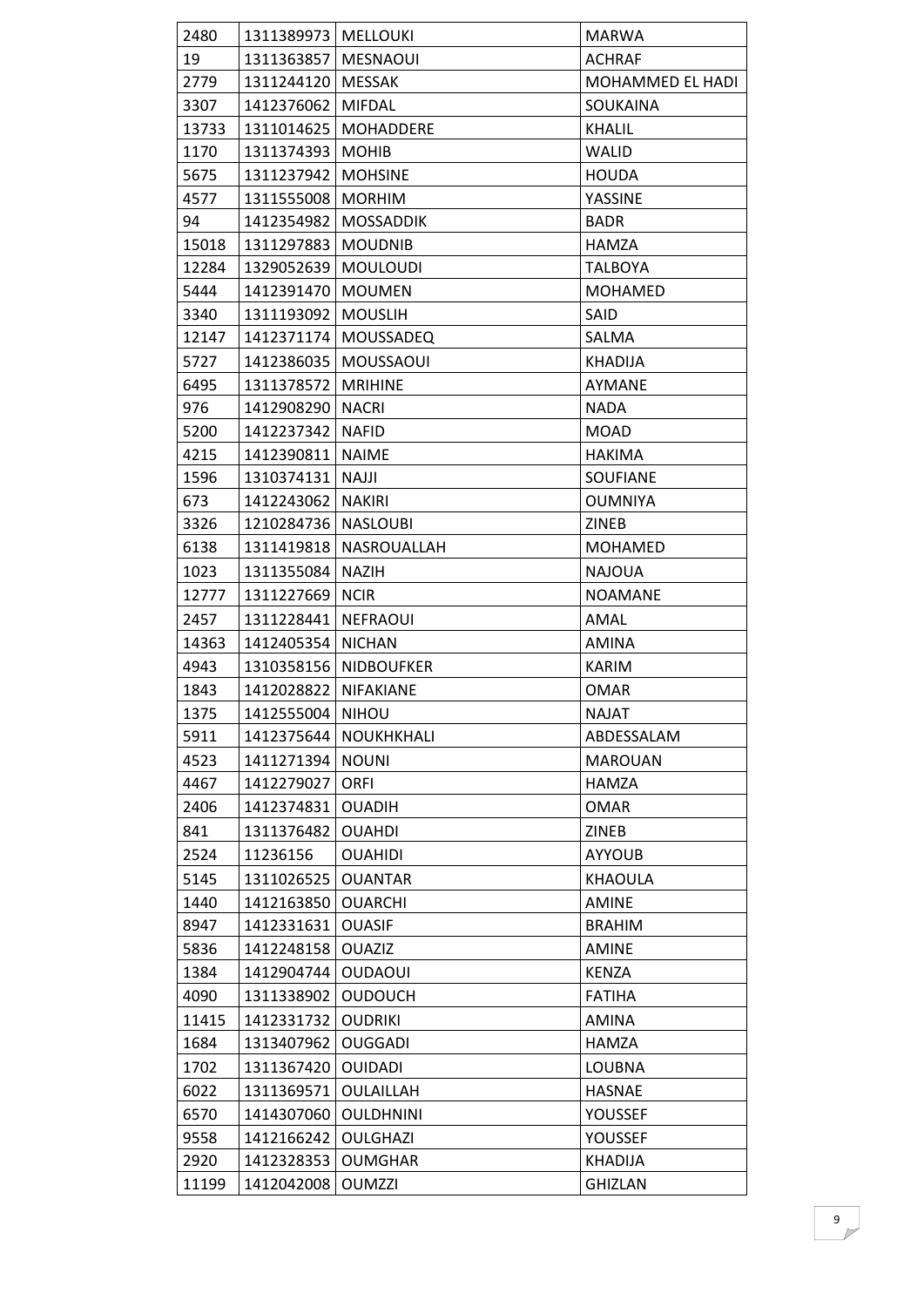| 2480 | 1311389973 | MELLOUKI | MARWA |
|---|---|---|---|
| 19 | 1311363857 | MESNAOUI | ACHRAF |
| 2779 | 1311244120 | MESSAK | MOHAMMED EL HADI |
| 3307 | 1412376062 | MIFDAL | SOUKAINA |
| 13733 | 1311014625 | MOHADDERE | KHALIL |
| 1170 | 1311374393 | MOHIB | WALID |
| 5675 | 1311237942 | MOHSINE | HOUDA |
| 4577 | 1311555008 | MORHIM | YASSINE |
| 94 | 1412354982 | MOSSADDIK | BADR |
| 15018 | 1311297883 | MOUDNIB | HAMZA |
| 12284 | 1329052639 | MOULOUDI | TALBOYA |
| 5444 | 1412391470 | MOUMEN | MOHAMED |
| 3340 | 1311193092 | MOUSLIH | SAID |
| 12147 | 1412371174 | MOUSSADEQ | SALMA |
| 5727 | 1412386035 | MOUSSAOUI | KHADIJA |
| 6495 | 1311378572 | MRIHINE | AYMANE |
| 976 | 1412908290 | NACRI | NADA |
| 5200 | 1412237342 | NAFID | MOAD |
| 4215 | 1412390811 | NAIME | HAKIMA |
| 1596 | 1310374131 | NAJJI | SOUFIANE |
| 673 | 1412243062 | NAKIRI | OUMNIYA |
| 3326 | 1210284736 | NASLOUBI | ZINEB |
| 6138 | 1311419818 | NASROUALLAH | MOHAMED |
| 1023 | 1311355084 | NAZIH | NAJOUA |
| 12777 | 1311227669 | NCIR | NOAMANE |
| 2457 | 1311228441 | NEFRAOUI | AMAL |
| 14363 | 1412405354 | NICHAN | AMINA |
| 4943 | 1310358156 | NIDBOUFKER | KARIM |
| 1843 | 1412028822 | NIFAKIANE | OMAR |
| 1375 | 1412555004 | NIHOU | NAJAT |
| 5911 | 1412375644 | NOUKHKHALI | ABDESSALAM |
| 4523 | 1411271394 | NOUNI | MAROUAN |
| 4467 | 1412279027 | ORFI | HAMZA |
| 2406 | 1412374831 | OUADIH | OMAR |
| 841 | 1311376482 | OUAHDI | ZINEB |
| 2524 | 11236156 | OUAHIDI | AYYOUB |
| 5145 | 1311026525 | OUANTAR | KHAOULA |
| 1440 | 1412163850 | OUARCHI | AMINE |
| 8947 | 1412331631 | OUASIF | BRAHIM |
| 5836 | 1412248158 | OUAZIZ | AMINE |
| 1384 | 1412904744 | OUDAOUI | KENZA |
| 4090 | 1311338902 | OUDOUCH | FATIHA |
| 11415 | 1412331732 | OUDRIKI | AMINA |
| 1684 | 1313407962 | OUGGADI | HAMZA |
| 1702 | 1311367420 | OUIDADI | LOUBNA |
| 6022 | 1311369571 | OULAILLAH | HASNAE |
| 6570 | 1414307060 | OULDHNINI | YOUSSEF |
| 9558 | 1412166242 | OULGHAZI | YOUSSEF |
| 2920 | 1412328353 | OUMGHAR | KHADIJA |
| 11199 | 1412042008 | OUMZZI | GHIZLAN |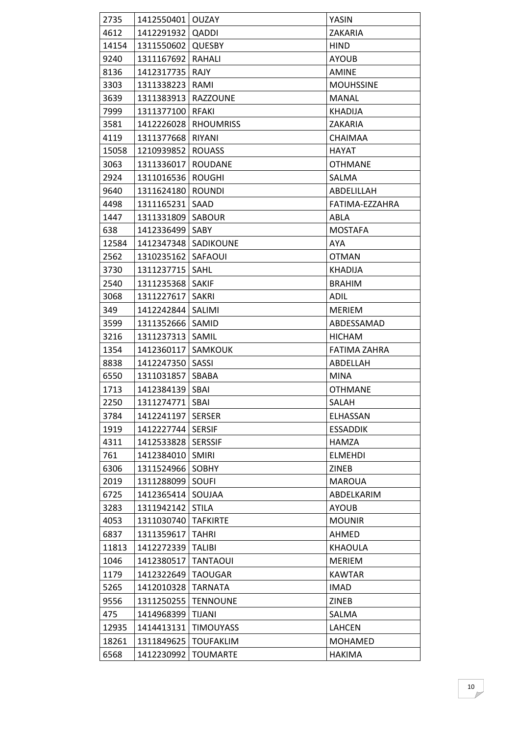| 2735 | 1412550401 | OUZAY | YASIN |
|---|---|---|---|
| 4612 | 1412291932 | QADDI | ZAKARIA |
| 14154 | 1311550602 | QUESBY | HIND |
| 9240 | 1311167692 | RAHALI | AYOUB |
| 8136 | 1412317735 | RAJY | AMINE |
| 3303 | 1311338223 | RAMI | MOUHSSINE |
| 3639 | 1311383913 | RAZZOUNE | MANAL |
| 7999 | 1311377100 | RFAKI | KHADIJA |
| 3581 | 1412226028 | RHOUMRISS | ZAKARIA |
| 4119 | 1311377668 | RIYANI | CHAIMAA |
| 15058 | 1210939852 | ROUASS | HAYAT |
| 3063 | 1311336017 | ROUDANE | OTHMANE |
| 2924 | 1311016536 | ROUGHI | SALMA |
| 9640 | 1311624180 | ROUNDI | ABDELILLAH |
| 4498 | 1311165231 | SAAD | FATIMA-EZZAHRA |
| 1447 | 1311331809 | SABOUR | ABLA |
| 638 | 1412336499 | SABY | MOSTAFA |
| 12584 | 1412347348 | SADIKOUNE | AYA |
| 2562 | 1310235162 | SAFAOUI | OTMAN |
| 3730 | 1311237715 | SAHL | KHADIJA |
| 2540 | 1311235368 | SAKIF | BRAHIM |
| 3068 | 1311227617 | SAKRI | ADIL |
| 349 | 1412242844 | SALIMI | MERIEM |
| 3599 | 1311352666 | SAMID | ABDESSAMAD |
| 3216 | 1311237313 | SAMIL | HICHAM |
| 1354 | 1412360117 | SAMKOUK | FATIMA ZAHRA |
| 8838 | 1412247350 | SASSI | ABDELLAH |
| 6550 | 1311031857 | SBABA | MINA |
| 1713 | 1412384139 | SBAI | OTHMANE |
| 2250 | 1311274771 | SBAI | SALAH |
| 3784 | 1412241197 | SERSER | ELHASSAN |
| 1919 | 1412227744 | SERSIF | ESSADDIK |
| 4311 | 1412533828 | SERSSIF | HAMZA |
| 761 | 1412384010 | SMIRI | ELMEHDI |
| 6306 | 1311524966 | SOBHY | ZINEB |
| 2019 | 1311288099 | SOUFI | MAROUA |
| 6725 | 1412365414 | SOUJAA | ABDELKARIM |
| 3283 | 1311942142 | STILA | AYOUB |
| 4053 | 1311030740 | TAFKIRTE | MOUNIR |
| 6837 | 1311359617 | TAHRI | AHMED |
| 11813 | 1412272339 | TALIBI | KHAOULA |
| 1046 | 1412380517 | TANTAOUI | MERIEM |
| 1179 | 1412322649 | TAOUGAR | KAWTAR |
| 5265 | 1412010328 | TARNATA | IMAD |
| 9556 | 1311250255 | TENNOUNE | ZINEB |
| 475 | 1414968399 | TIJANI | SALMA |
| 12935 | 1414413131 | TIMOUYASS | LAHCEN |
| 18261 | 1311849625 | TOUFAKLIM | MOHAMED |
| 6568 | 1412230992 | TOUMARTE | HAKIMA |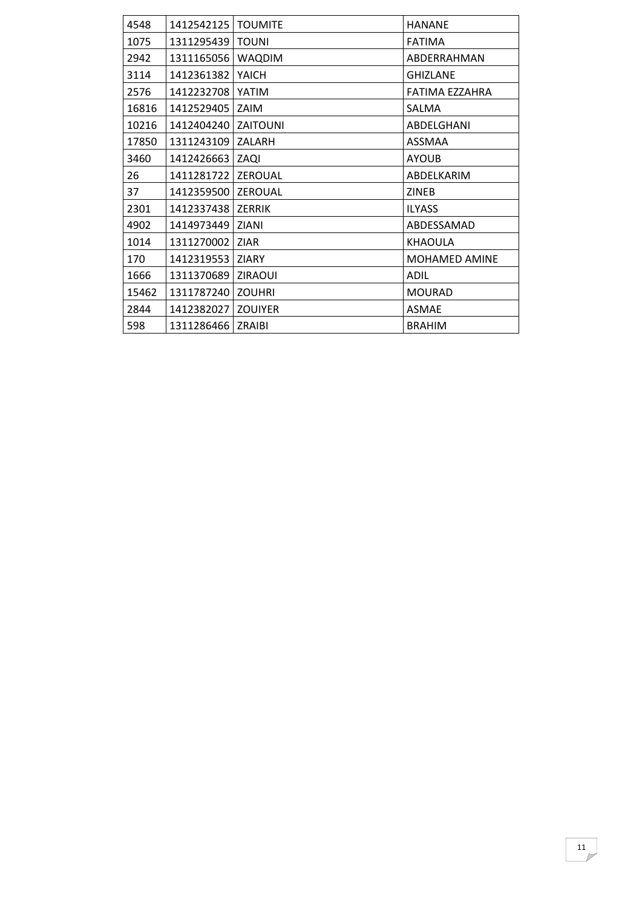| | | | |
|---|---|---|---|
| 4548 | 1412542125 | TOUMITE | HANANE |
| 1075 | 1311295439 | TOUNI | FATIMA |
| 2942 | 1311165056 | WAQDIM | ABDERRAHMAN |
| 3114 | 1412361382 | YAICH | GHIZLANE |
| 2576 | 1412232708 | YATIM | FATIMA EZZAHRA |
| 16816 | 1412529405 | ZAIM | SALMA |
| 10216 | 1412404240 | ZAITOUNI | ABDELGHANI |
| 17850 | 1311243109 | ZALARH | ASSMAA |
| 3460 | 1412426663 | ZAQI | AYOUB |
| 26 | 1411281722 | ZEROUAL | ABDELKARIM |
| 37 | 1412359500 | ZEROUAL | ZINEB |
| 2301 | 1412337438 | ZERRIK | ILYASS |
| 4902 | 1414973449 | ZIANI | ABDESSAMAD |
| 1014 | 1311270002 | ZIAR | KHAOULA |
| 170 | 1412319553 | ZIARY | MOHAMED AMINE |
| 1666 | 1311370689 | ZIRAOUI | ADIL |
| 15462 | 1311787240 | ZOUHRI | MOURAD |
| 2844 | 1412382027 | ZOUIYER | ASMAE |
| 598 | 1311286466 | ZRAIBI | BRAHIM |